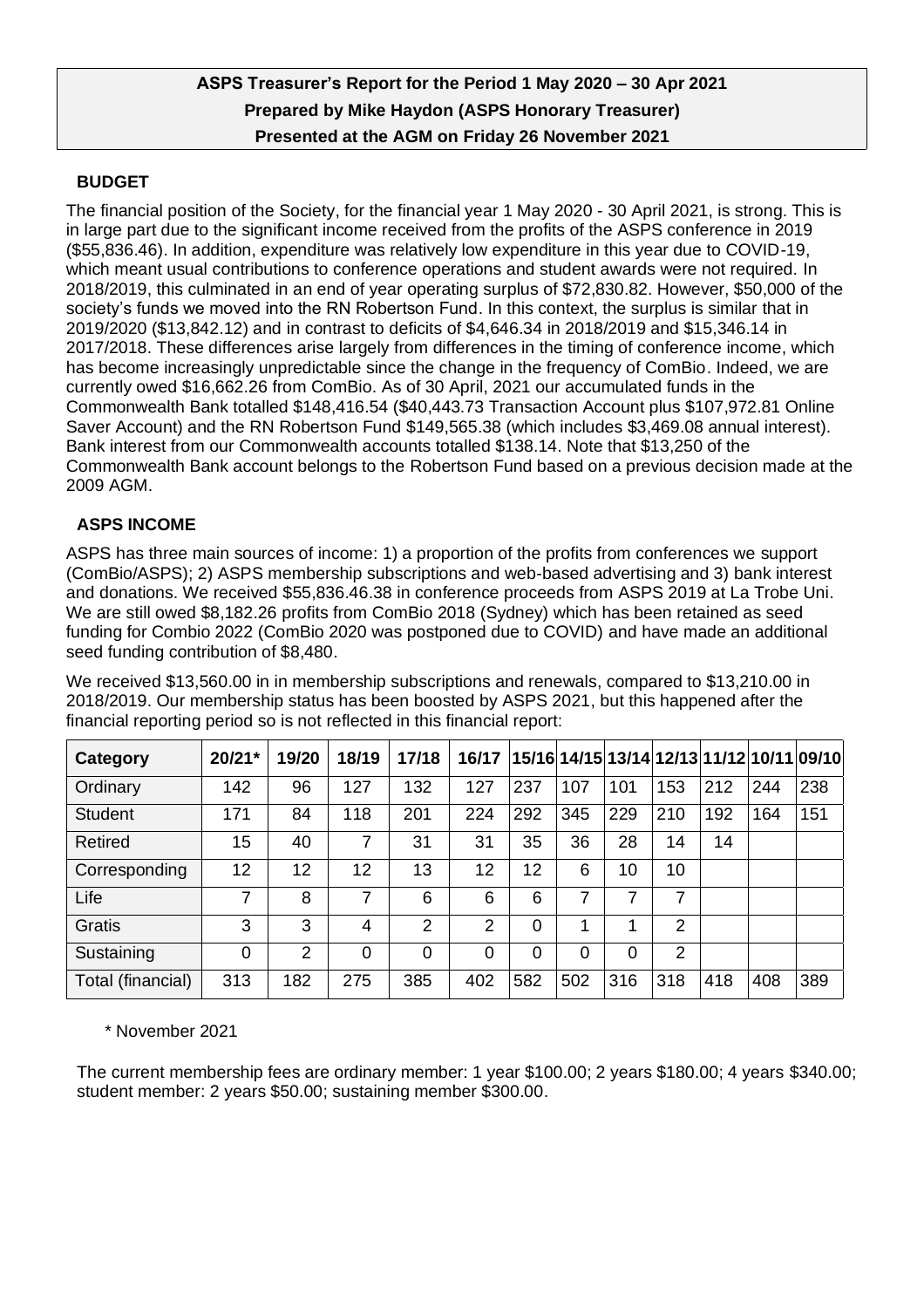**ASPS Treasurer's Report for the Period 1 May 2020 – 30 Apr 2021**
**Prepared by Mike Haydon (ASPS Honorary Treasurer)**
**Presented at the AGM on Friday 26 November 2021**

## BUDGET

The financial position of the Society, for the financial year 1 May 2020 - 30 April 2021, is strong. This is in large part due to the significant income received from the profits of the ASPS conference in 2019 ($55,836.46). In addition, expenditure was relatively low expenditure in this year due to COVID-19, which meant usual contributions to conference operations and student awards were not required. In 2018/2019, this culminated in an end of year operating surplus of $72,830.82. However, $50,000 of the society's funds we moved into the RN Robertson Fund. In this context, the surplus is similar that in 2019/2020 ($13,842.12) and in contrast to deficits of $4,646.34 in 2018/2019 and $15,346.14 in 2017/2018. These differences arise largely from differences in the timing of conference income, which has become increasingly unpredictable since the change in the frequency of ComBio. Indeed, we are currently owed $16,662.26 from ComBio. As of 30 April, 2021 our accumulated funds in the Commonwealth Bank totalled $148,416.54 ($40,443.73 Transaction Account plus $107,972.81 Online Saver Account) and the RN Robertson Fund $149,565.38 (which includes $3,469.08 annual interest). Bank interest from our Commonwealth accounts totalled $138.14. Note that $13,250 of the Commonwealth Bank account belongs to the Robertson Fund based on a previous decision made at the 2009 AGM.

## ASPS INCOME

ASPS has three main sources of income: 1) a proportion of the profits from conferences we support (ComBio/ASPS); 2) ASPS membership subscriptions and web-based advertising and 3) bank interest and donations. We received $55,836.46.38 in conference proceeds from ASPS 2019 at La Trobe Uni. We are still owed $8,182.26 profits from ComBio 2018 (Sydney) which has been retained as seed funding for Combio 2022 (ComBio 2020 was postponed due to COVID) and have made an additional seed funding contribution of $8,480.

We received $13,560.00 in in membership subscriptions and renewals, compared to $13,210.00 in 2018/2019. Our membership status has been boosted by ASPS 2021, but this happened after the financial reporting period so is not reflected in this financial report:

| Category | 20/21* | 19/20 | 18/19 | 17/18 | 16/17 | 15/16 | 14/15 | 13/14 | 12/13 | 11/12 | 10/11 | 09/10 |
|---|---|---|---|---|---|---|---|---|---|---|---|---|
| Ordinary | 142 | 96 | 127 | 132 | 127 | 237 | 107 | 101 | 153 | 212 | 244 | 238 |
| Student | 171 | 84 | 118 | 201 | 224 | 292 | 345 | 229 | 210 | 192 | 164 | 151 |
| Retired | 15 | 40 | 7 | 31 | 31 | 35 | 36 | 28 | 14 | 14 | | |
| Corresponding | 12 | 12 | 12 | 13 | 12 | 12 | 6 | 10 | 10 | | | |
| Life | 7 | 8 | 7 | 6 | 6 | 6 | 7 | 7 | 7 | | | |
| Gratis | 3 | 3 | 4 | 2 | 2 | 0 | 1 | 1 | 2 | | | |
| Sustaining | 0 | 2 | 0 | 0 | 0 | 0 | 0 | 0 | 2 | | | |
| Total (financial) | 313 | 182 | 275 | 385 | 402 | 582 | 502 | 316 | 318 | 418 | 408 | 389 |

\* November 2021

The current membership fees are ordinary member: 1 year $100.00; 2 years $180.00; 4 years $340.00; student member: 2 years $50.00; sustaining member $300.00.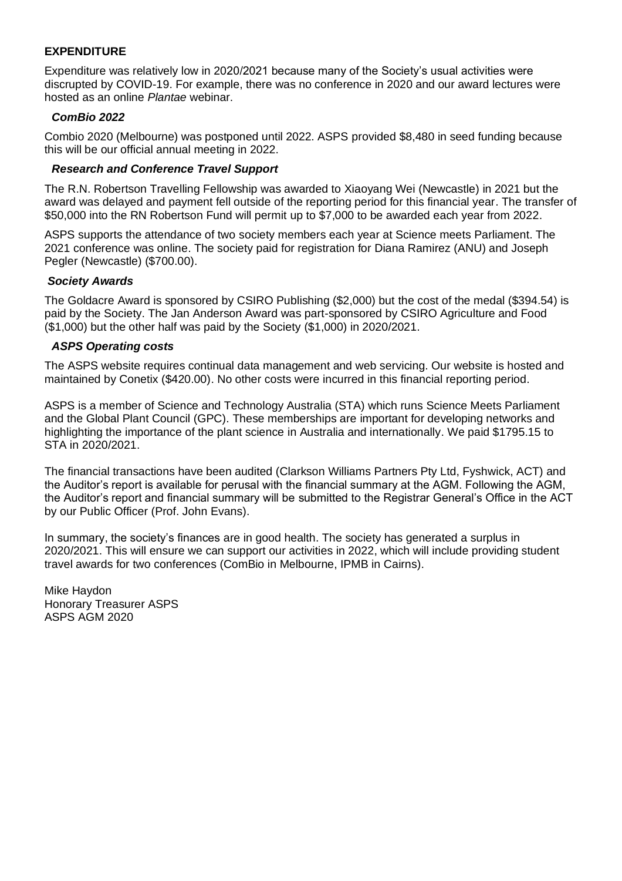## EXPENDITURE

Expenditure was relatively low in 2020/2021 because many of the Society's usual activities were discrupted by COVID-19. For example, there was no conference in 2020 and our award lectures were hosted as an online *Plantae* webinar.

### *ComBio 2022*

Combio 2020 (Melbourne) was postponed until 2022. ASPS provided $8,480 in seed funding because this will be our official annual meeting in 2022.

### *Research and Conference Travel Support*

The R.N. Robertson Travelling Fellowship was awarded to Xiaoyang Wei (Newcastle) in 2021 but the award was delayed and payment fell outside of the reporting period for this financial year. The transfer of $50,000 into the RN Robertson Fund will permit up to $7,000 to be awarded each year from 2022.

ASPS supports the attendance of two society members each year at Science meets Parliament. The 2021 conference was online. The society paid for registration for Diana Ramirez (ANU) and Joseph Pegler (Newcastle) ($700.00).

### *Society Awards*

The Goldacre Award is sponsored by CSIRO Publishing ($2,000) but the cost of the medal ($394.54) is paid by the Society. The Jan Anderson Award was part-sponsored by CSIRO Agriculture and Food ($1,000) but the other half was paid by the Society ($1,000) in 2020/2021.

### *ASPS Operating costs*

The ASPS website requires continual data management and web servicing. Our website is hosted and maintained by Conetix ($420.00). No other costs were incurred in this financial reporting period.

ASPS is a member of Science and Technology Australia (STA) which runs Science Meets Parliament and the Global Plant Council (GPC). These memberships are important for developing networks and highlighting the importance of the plant science in Australia and internationally. We paid $1795.15 to STA in 2020/2021.

The financial transactions have been audited (Clarkson Williams Partners Pty Ltd, Fyshwick, ACT) and the Auditor's report is available for perusal with the financial summary at the AGM. Following the AGM, the Auditor's report and financial summary will be submitted to the Registrar General's Office in the ACT by our Public Officer (Prof. John Evans).

In summary, the society's finances are in good health. The society has generated a surplus in 2020/2021. This will ensure we can support our activities in 2022, which will include providing student travel awards for two conferences (ComBio in Melbourne, IPMB in Cairns).

Mike Haydon
Honorary Treasurer ASPS
ASPS AGM 2020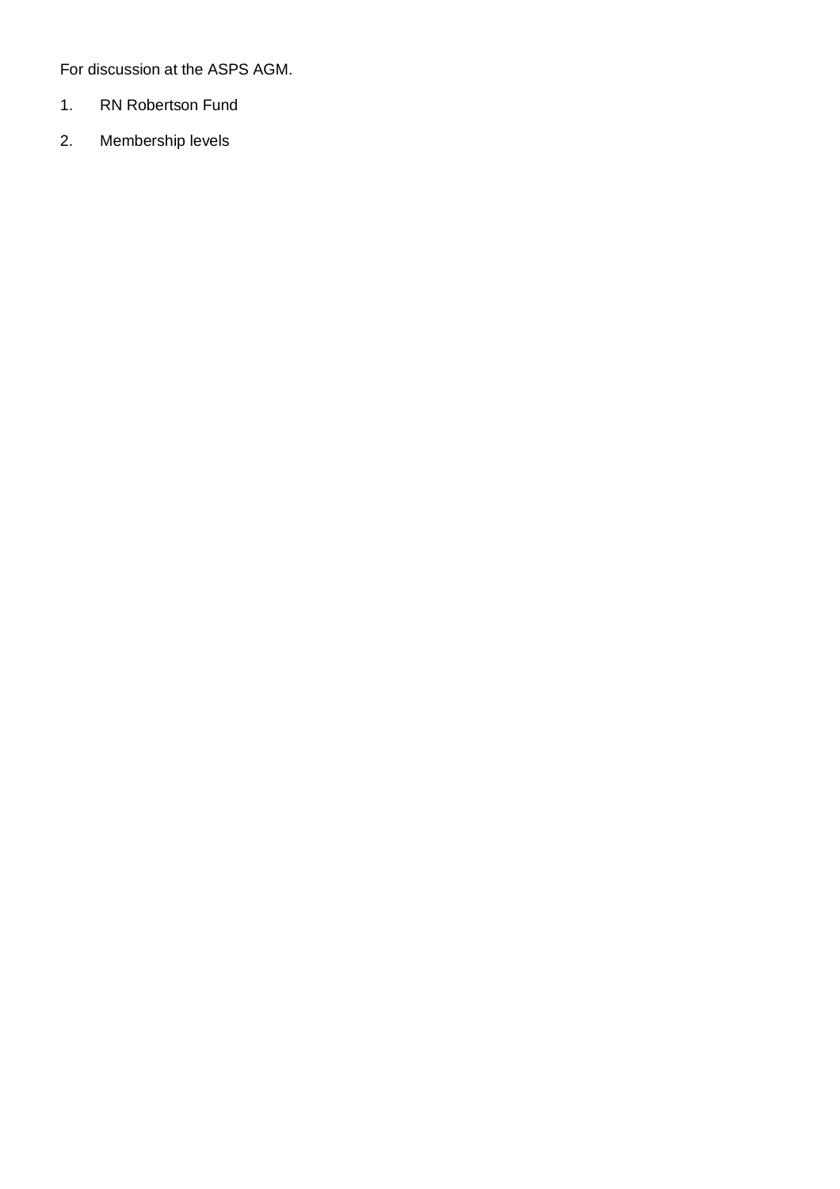For discussion at the ASPS AGM.

1. RN Robertson Fund

2. Membership levels